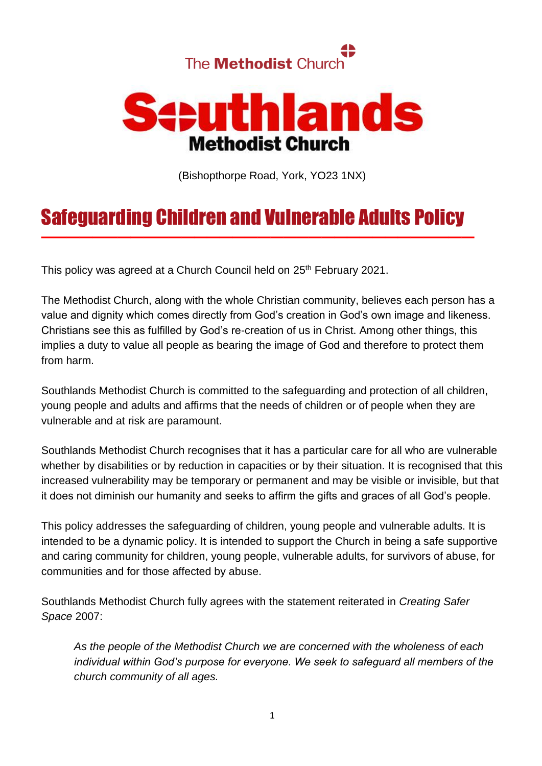The Methodist Church

# Southlands
## Methodist Church

(Bishopthorpe Road, York, YO23 1NX)

# Safeguarding Children and Vulnerable Adults Policy

This policy was agreed at a Church Council held on 25th February 2021.

The Methodist Church, along with the whole Christian community, believes each person has a value and dignity which comes directly from God's creation in God's own image and likeness. Christians see this as fulfilled by God's re-creation of us in Christ. Among other things, this implies a duty to value all people as bearing the image of God and therefore to protect them from harm.

Southlands Methodist Church is committed to the safeguarding and protection of all children, young people and adults and affirms that the needs of children or of people when they are vulnerable and at risk are paramount.

Southlands Methodist Church recognises that it has a particular care for all who are vulnerable whether by disabilities or by reduction in capacities or by their situation. It is recognised that this increased vulnerability may be temporary or permanent and may be visible or invisible, but that it does not diminish our humanity and seeks to affirm the gifts and graces of all God's people.

This policy addresses the safeguarding of children, young people and vulnerable adults. It is intended to be a dynamic policy. It is intended to support the Church in being a safe supportive and caring community for children, young people, vulnerable adults, for survivors of abuse, for communities and for those affected by abuse.

Southlands Methodist Church fully agrees with the statement reiterated in *Creating Safer Space* 2007:

> *As the people of the Methodist Church we are concerned with the wholeness of each individual within God's purpose for everyone. We seek to safeguard all members of the church community of all ages.*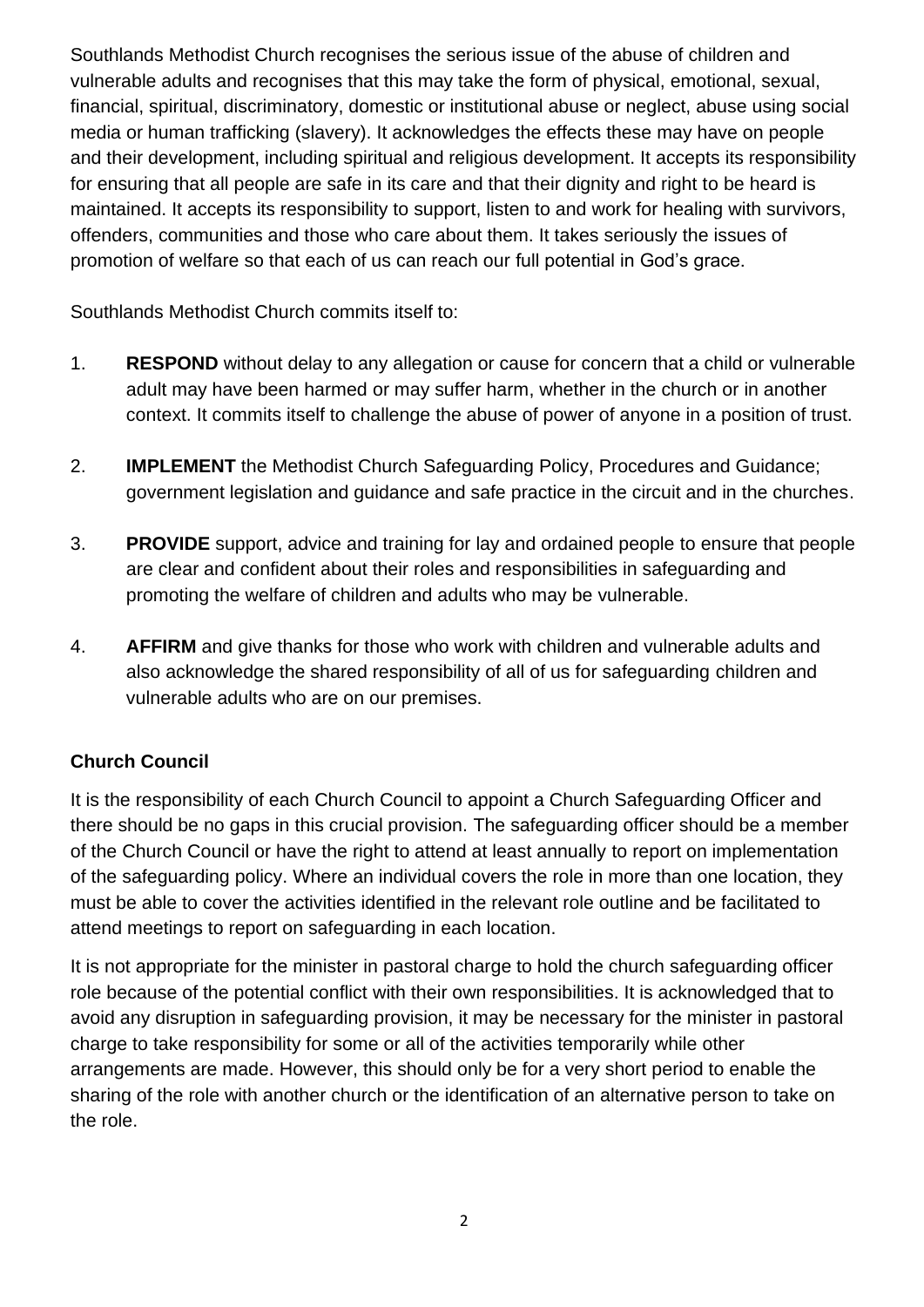Southlands Methodist Church recognises the serious issue of the abuse of children and vulnerable adults and recognises that this may take the form of physical, emotional, sexual, financial, spiritual, discriminatory, domestic or institutional abuse or neglect, abuse using social media or human trafficking (slavery). It acknowledges the effects these may have on people and their development, including spiritual and religious development. It accepts its responsibility for ensuring that all people are safe in its care and that their dignity and right to be heard is maintained. It accepts its responsibility to support, listen to and work for healing with survivors, offenders, communities and those who care about them. It takes seriously the issues of promotion of welfare so that each of us can reach our full potential in God's grace.

Southlands Methodist Church commits itself to:

1. **RESPOND** without delay to any allegation or cause for concern that a child or vulnerable adult may have been harmed or may suffer harm, whether in the church or in another context. It commits itself to challenge the abuse of power of anyone in a position of trust.

2. **IMPLEMENT** the Methodist Church Safeguarding Policy, Procedures and Guidance; government legislation and guidance and safe practice in the circuit and in the churches.

3. **PROVIDE** support, advice and training for lay and ordained people to ensure that people are clear and confident about their roles and responsibilities in safeguarding and promoting the welfare of children and adults who may be vulnerable.

4. **AFFIRM** and give thanks for those who work with children and vulnerable adults and also acknowledge the shared responsibility of all of us for safeguarding children and vulnerable adults who are on our premises.

**Church Council**

It is the responsibility of each Church Council to appoint a Church Safeguarding Officer and there should be no gaps in this crucial provision. The safeguarding officer should be a member of the Church Council or have the right to attend at least annually to report on implementation of the safeguarding policy. Where an individual covers the role in more than one location, they must be able to cover the activities identified in the relevant role outline and be facilitated to attend meetings to report on safeguarding in each location.

It is not appropriate for the minister in pastoral charge to hold the church safeguarding officer role because of the potential conflict with their own responsibilities. It is acknowledged that to avoid any disruption in safeguarding provision, it may be necessary for the minister in pastoral charge to take responsibility for some or all of the activities temporarily while other arrangements are made. However, this should only be for a very short period to enable the sharing of the role with another church or the identification of an alternative person to take on the role.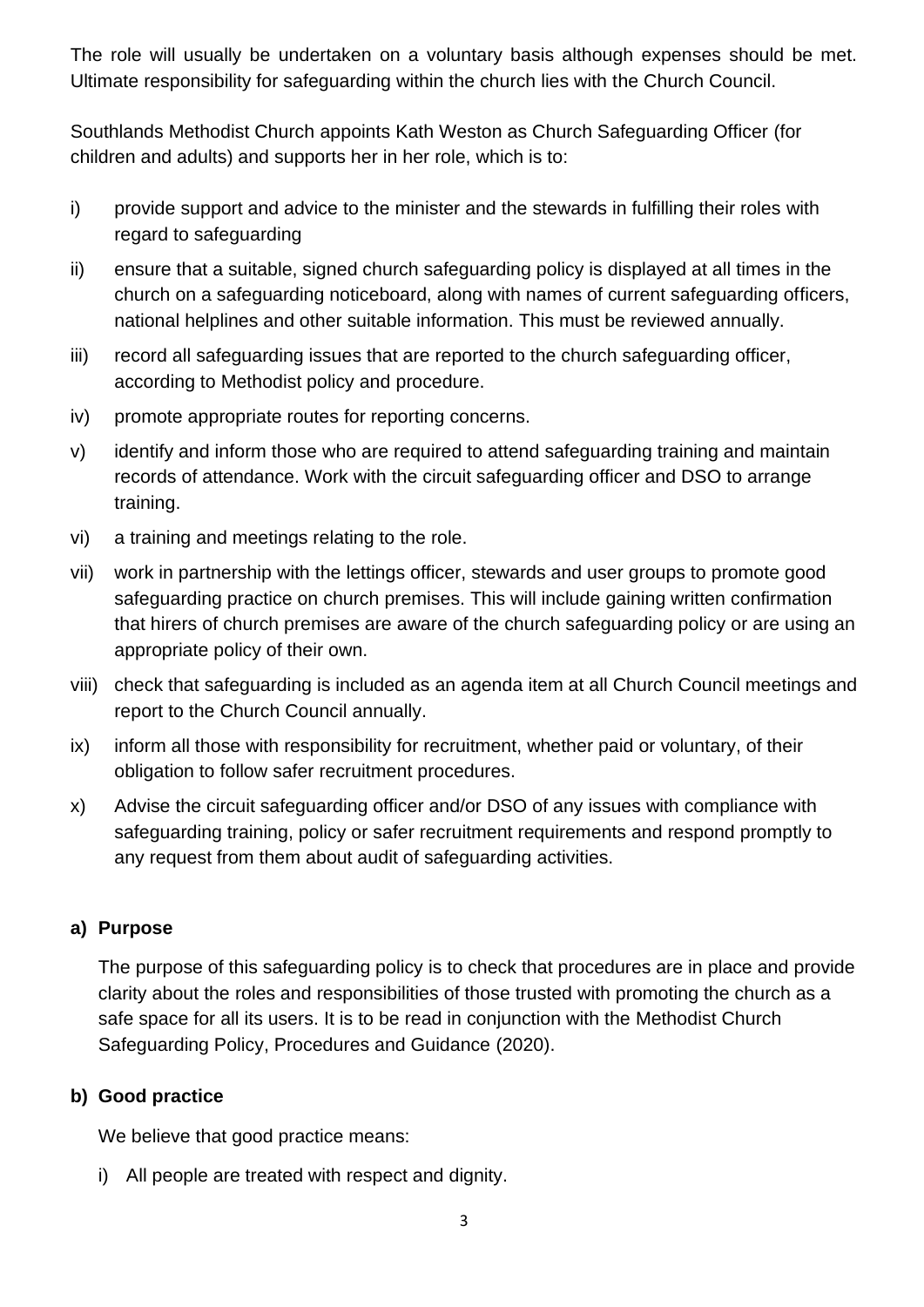The role will usually be undertaken on a voluntary basis although expenses should be met. Ultimate responsibility for safeguarding within the church lies with the Church Council.

Southlands Methodist Church appoints Kath Weston as Church Safeguarding Officer (for children and adults) and supports her in her role, which is to:

i) provide support and advice to the minister and the stewards in fulfilling their roles with regard to safeguarding

ii) ensure that a suitable, signed church safeguarding policy is displayed at all times in the church on a safeguarding noticeboard, along with names of current safeguarding officers, national helplines and other suitable information. This must be reviewed annually.

iii) record all safeguarding issues that are reported to the church safeguarding officer, according to Methodist policy and procedure.

iv) promote appropriate routes for reporting concerns.

v) identify and inform those who are required to attend safeguarding training and maintain records of attendance. Work with the circuit safeguarding officer and DSO to arrange training.

vi) a training and meetings relating to the role.

vii) work in partnership with the lettings officer, stewards and user groups to promote good safeguarding practice on church premises. This will include gaining written confirmation that hirers of church premises are aware of the church safeguarding policy or are using an appropriate policy of their own.

viii) check that safeguarding is included as an agenda item at all Church Council meetings and report to the Church Council annually.

ix) inform all those with responsibility for recruitment, whether paid or voluntary, of their obligation to follow safer recruitment procedures.

x) Advise the circuit safeguarding officer and/or DSO of any issues with compliance with safeguarding training, policy or safer recruitment requirements and respond promptly to any request from them about audit of safeguarding activities.

**a) Purpose**

The purpose of this safeguarding policy is to check that procedures are in place and provide clarity about the roles and responsibilities of those trusted with promoting the church as a safe space for all its users. It is to be read in conjunction with the Methodist Church Safeguarding Policy, Procedures and Guidance (2020).

**b) Good practice**

We believe that good practice means:

i) All people are treated with respect and dignity.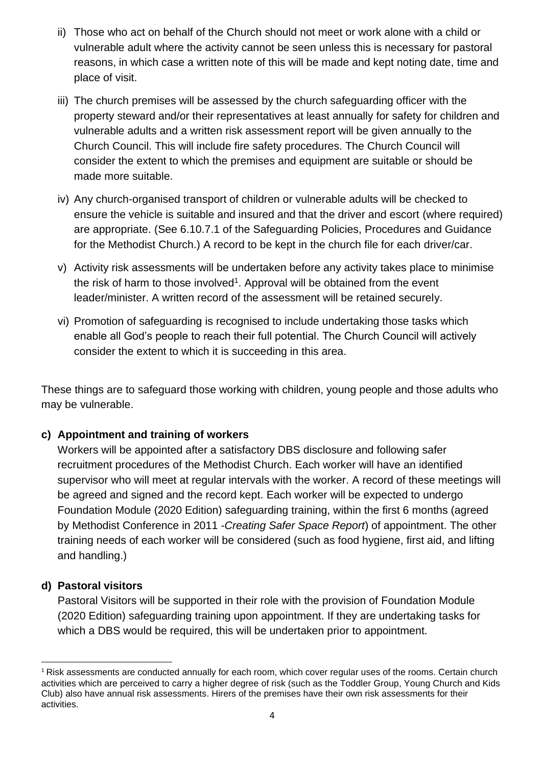ii) Those who act on behalf of the Church should not meet or work alone with a child or vulnerable adult where the activity cannot be seen unless this is necessary for pastoral reasons, in which case a written note of this will be made and kept noting date, time and place of visit.

iii) The church premises will be assessed by the church safeguarding officer with the property steward and/or their representatives at least annually for safety for children and vulnerable adults and a written risk assessment report will be given annually to the Church Council. This will include fire safety procedures. The Church Council will consider the extent to which the premises and equipment are suitable or should be made more suitable.

iv) Any church-organised transport of children or vulnerable adults will be checked to ensure the vehicle is suitable and insured and that the driver and escort (where required) are appropriate. (See 6.10.7.1 of the Safeguarding Policies, Procedures and Guidance for the Methodist Church.) A record to be kept in the church file for each driver/car.

v) Activity risk assessments will be undertaken before any activity takes place to minimise the risk of harm to those involved[1]. Approval will be obtained from the event leader/minister. A written record of the assessment will be retained securely.

vi) Promotion of safeguarding is recognised to include undertaking those tasks which enable all God's people to reach their full potential. The Church Council will actively consider the extent to which it is succeeding in this area.

These things are to safeguard those working with children, young people and those adults who may be vulnerable.

**c) Appointment and training of workers**

Workers will be appointed after a satisfactory DBS disclosure and following safer recruitment procedures of the Methodist Church. Each worker will have an identified supervisor who will meet at regular intervals with the worker. A record of these meetings will be agreed and signed and the record kept. Each worker will be expected to undergo Foundation Module (2020 Edition) safeguarding training, within the first 6 months (agreed by Methodist Conference in 2011 -*Creating Safer Space Report*) of appointment. The other training needs of each worker will be considered (such as food hygiene, first aid, and lifting and handling.)

**d) Pastoral visitors**

Pastoral Visitors will be supported in their role with the provision of Foundation Module (2020 Edition) safeguarding training upon appointment. If they are undertaking tasks for which a DBS would be required, this will be undertaken prior to appointment.

---

[1] Risk assessments are conducted annually for each room, which cover regular uses of the rooms. Certain church activities which are perceived to carry a higher degree of risk (such as the Toddler Group, Young Church and Kids Club) also have annual risk assessments. Hirers of the premises have their own risk assessments for their activities.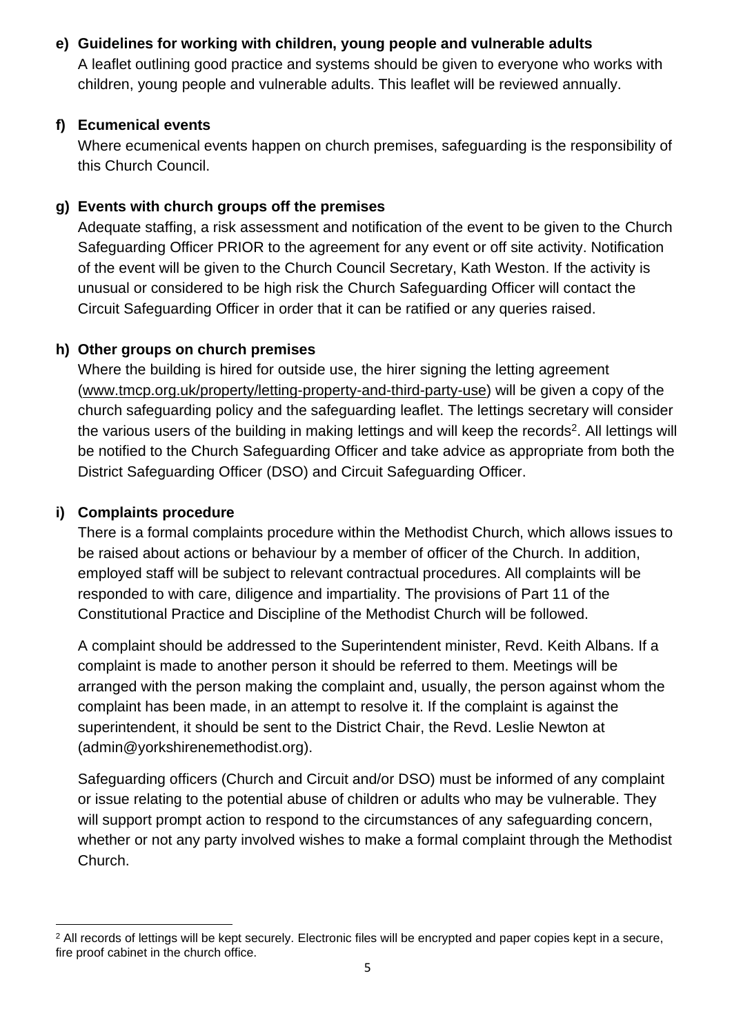**e) Guidelines for working with children, young people and vulnerable adults**

A leaflet outlining good practice and systems should be given to everyone who works with children, young people and vulnerable adults. This leaflet will be reviewed annually.

**f) Ecumenical events**

Where ecumenical events happen on church premises, safeguarding is the responsibility of this Church Council.

**g) Events with church groups off the premises**

Adequate staffing, a risk assessment and notification of the event to be given to the Church Safeguarding Officer PRIOR to the agreement for any event or off site activity. Notification of the event will be given to the Church Council Secretary, Kath Weston. If the activity is unusual or considered to be high risk the Church Safeguarding Officer will contact the Circuit Safeguarding Officer in order that it can be ratified or any queries raised.

**h) Other groups on church premises**

Where the building is hired for outside use, the hirer signing the letting agreement (www.tmcp.org.uk/property/letting-property-and-third-party-use) will be given a copy of the church safeguarding policy and the safeguarding leaflet. The lettings secretary will consider the various users of the building in making lettings and will keep the records[2]. All lettings will be notified to the Church Safeguarding Officer and take advice as appropriate from both the District Safeguarding Officer (DSO) and Circuit Safeguarding Officer.

**i) Complaints procedure**

There is a formal complaints procedure within the Methodist Church, which allows issues to be raised about actions or behaviour by a member of officer of the Church. In addition, employed staff will be subject to relevant contractual procedures. All complaints will be responded to with care, diligence and impartiality. The provisions of Part 11 of the Constitutional Practice and Discipline of the Methodist Church will be followed.

A complaint should be addressed to the Superintendent minister, Revd. Keith Albans. If a complaint is made to another person it should be referred to them. Meetings will be arranged with the person making the complaint and, usually, the person against whom the complaint has been made, in an attempt to resolve it. If the complaint is against the superintendent, it should be sent to the District Chair, the Revd. Leslie Newton at (admin@yorkshirenemethodist.org).

Safeguarding officers (Church and Circuit and/or DSO) must be informed of any complaint or issue relating to the potential abuse of children or adults who may be vulnerable. They will support prompt action to respond to the circumstances of any safeguarding concern, whether or not any party involved wishes to make a formal complaint through the Methodist Church.

[2] All records of lettings will be kept securely. Electronic files will be encrypted and paper copies kept in a secure, fire proof cabinet in the church office.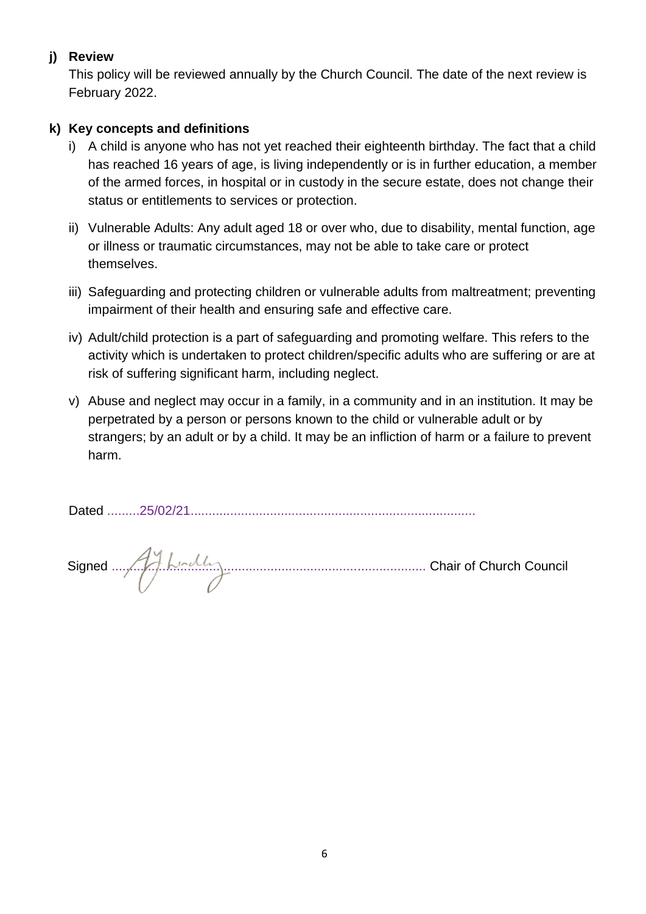**j) Review**

This policy will be reviewed annually by the Church Council. The date of the next review is February 2022.

**k) Key concepts and definitions**

i) A child is anyone who has not yet reached their eighteenth birthday. The fact that a child has reached 16 years of age, is living independently or is in further education, a member of the armed forces, in hospital or in custody in the secure estate, does not change their status or entitlements to services or protection.

ii) Vulnerable Adults: Any adult aged 18 or over who, due to disability, mental function, age or illness or traumatic circumstances, may not be able to take care or protect themselves.

iii) Safeguarding and protecting children or vulnerable adults from maltreatment; preventing impairment of their health and ensuring safe and effective care.

iv) Adult/child protection is a part of safeguarding and promoting welfare. This refers to the activity which is undertaken to protect children/specific adults who are suffering or are at risk of suffering significant harm, including neglect.

v) Abuse and neglect may occur in a family, in a community and in an institution. It may be perpetrated by a person or persons known to the child or vulnerable adult or by strangers; by an adult or by a child. It may be an infliction of harm or a failure to prevent harm.

Dated .........25/02/21..............................................................................

Signed ....................................................................................... Chair of Church Council